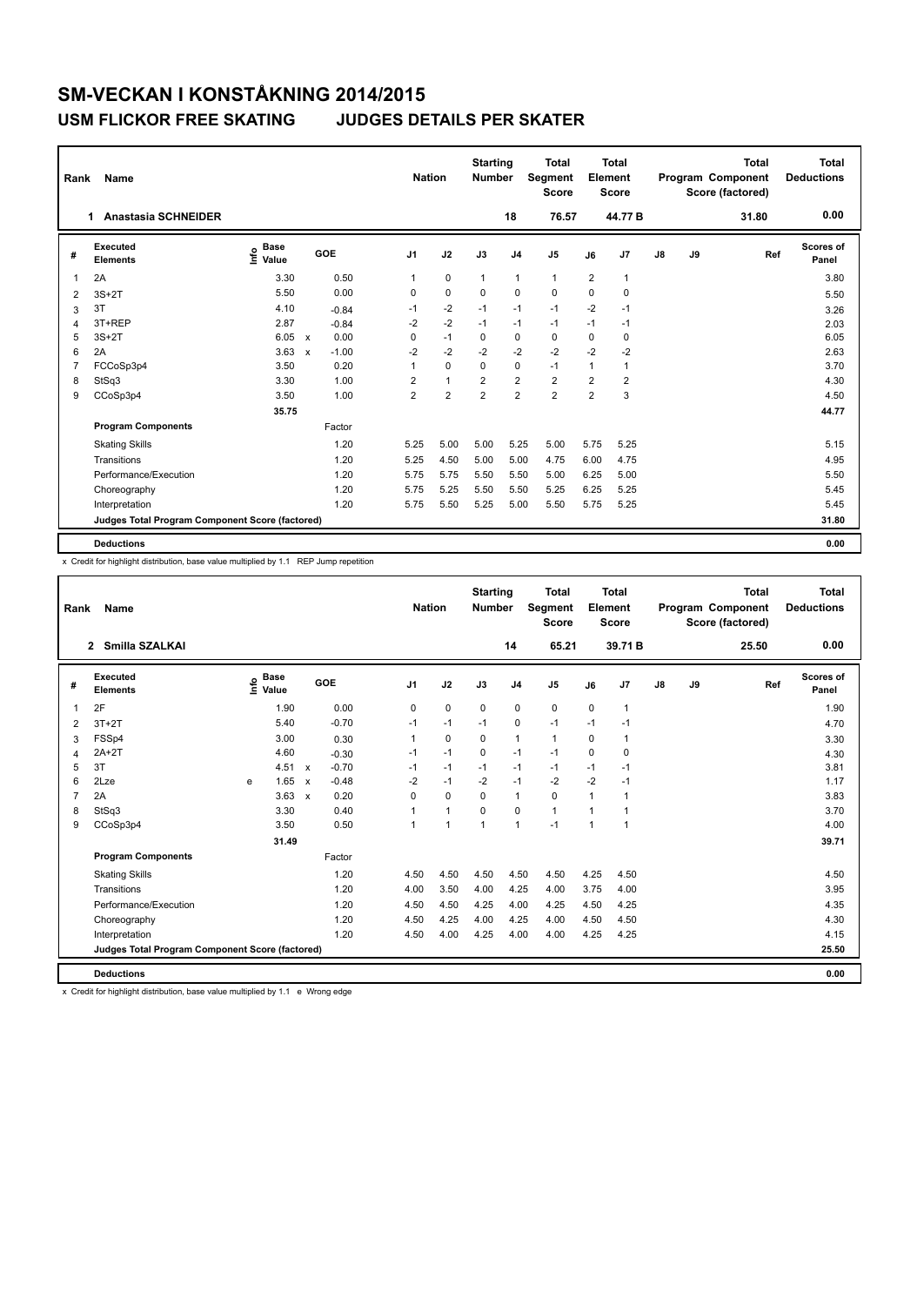# SM-VECKAN I KONSTÅKNING 2014/2015

## USM FLICKOR FREE SKATING JUDGES DETAILS PER SKATER

| Rank | Name | Nation | Starting Number | Total Segment Score | Total Element Score | Total Program Component Score (factored) | Total Deductions |
|---|---|---|---|---|---|---|---|
| 1 | Anastasia SCHNEIDER | | 18 | 76.57 | 44.77 B | 31.80 | 0.00 |

| # | Executed Elements | Info | Base Value | | GOE | J1 | J2 | J3 | J4 | J5 | J6 | J7 | J8 | J9 | Ref | Scores of Panel |
|---|---|---|---|---|---|---|---|---|---|---|---|---|---|---|---|---|
| 1 | 2A | | 3.30 | | 0.50 | 1 | 0 | 1 | 1 | 1 | 2 | 1 | | | | 3.80 |
| 2 | 3S+2T | | 5.50 | | 0.00 | 0 | 0 | 0 | 0 | 0 | 0 | 0 | | | | 5.50 |
| 3 | 3T | | 4.10 | | -0.84 | -1 | -2 | -1 | -1 | -1 | -2 | -1 | | | | 3.26 |
| 4 | 3T+REP | | 2.87 | | -0.84 | -2 | -2 | -1 | -1 | -1 | -1 | -1 | | | | 2.03 |
| 5 | 3S+2T | | 6.05 | x | 0.00 | 0 | -1 | 0 | 0 | 0 | 0 | 0 | | | | 6.05 |
| 6 | 2A | | 3.63 | x | -1.00 | -2 | -2 | -2 | -2 | -2 | -2 | -2 | | | | 2.63 |
| 7 | FCCoSp3p4 | | 3.50 | | 0.20 | 1 | 0 | 0 | 0 | -1 | 1 | 1 | | | | 3.70 |
| 8 | StSq3 | | 3.30 | | 1.00 | 2 | 1 | 2 | 2 | 2 | 2 | 2 | | | | 4.30 |
| 9 | CCoSp3p4 | | 3.50 | | 1.00 | 2 | 2 | 2 | 2 | 2 | 2 | 3 | | | | 4.50 |
| | | | 35.75 | | | | | | | | | | | | | 44.77 |
| | **Program Components** | | | | Factor | | | | | | | | | | | |
| | Skating Skills | | | | 1.20 | 5.25 | 5.00 | 5.00 | 5.25 | 5.00 | 5.75 | 5.25 | | | | 5.15 |
| | Transitions | | | | 1.20 | 5.25 | 4.50 | 5.00 | 5.00 | 4.75 | 6.00 | 4.75 | | | | 4.95 |
| | Performance/Execution | | | | 1.20 | 5.75 | 5.75 | 5.50 | 5.50 | 5.00 | 6.25 | 5.00 | | | | 5.50 |
| | Choreography | | | | 1.20 | 5.75 | 5.25 | 5.50 | 5.50 | 5.25 | 6.25 | 5.25 | | | | 5.45 |
| | Interpretation | | | | 1.20 | 5.75 | 5.50 | 5.25 | 5.00 | 5.50 | 5.75 | 5.25 | | | | 5.45 |
| | Judges Total Program Component Score (factored) | | | | | | | | | | | | | | | 31.80 |
| | **Deductions** | | | | | | | | | | | | | | | 0.00 |

x Credit for highlight distribution, base value multiplied by 1.1 REP Jump repetition

| Rank | Name | Nation | Starting Number | Total Segment Score | Total Element Score | Total Program Component Score (factored) | Total Deductions |
|---|---|---|---|---|---|---|---|
| 2 | Smilla SZALKAI | | 14 | 65.21 | 39.71 B | 25.50 | 0.00 |

| # | Executed Elements | Info | Base Value | | GOE | J1 | J2 | J3 | J4 | J5 | J6 | J7 | J8 | J9 | Ref | Scores of Panel |
|---|---|---|---|---|---|---|---|---|---|---|---|---|---|---|---|---|
| 1 | 2F | | 1.90 | | 0.00 | 0 | 0 | 0 | 0 | 0 | 0 | 1 | | | | 1.90 |
| 2 | 3T+2T | | 5.40 | | -0.70 | -1 | -1 | -1 | 0 | -1 | -1 | -1 | | | | 4.70 |
| 3 | FSSp4 | | 3.00 | | 0.30 | 1 | 0 | 0 | 1 | 1 | 0 | 1 | | | | 3.30 |
| 4 | 2A+2T | | 4.60 | | -0.30 | -1 | -1 | 0 | -1 | -1 | 0 | 0 | | | | 4.30 |
| 5 | 3T | | 4.51 | x | -0.70 | -1 | -1 | -1 | -1 | -1 | -1 | -1 | | | | 3.81 |
| 6 | 2Lze | e | 1.65 | x | -0.48 | -2 | -1 | -2 | -1 | -2 | -2 | -1 | | | | 1.17 |
| 7 | 2A | | 3.63 | x | 0.20 | 0 | 0 | 0 | 1 | 0 | 1 | 1 | | | | 3.83 |
| 8 | StSq3 | | 3.30 | | 0.40 | 1 | 1 | 0 | 0 | 1 | 1 | 1 | | | | 3.70 |
| 9 | CCoSp3p4 | | 3.50 | | 0.50 | 1 | 1 | 1 | 1 | -1 | 1 | 1 | | | | 4.00 |
| | | | 31.49 | | | | | | | | | | | | | 39.71 |
| | **Program Components** | | | | Factor | | | | | | | | | | | |
| | Skating Skills | | | | 1.20 | 4.50 | 4.50 | 4.50 | 4.50 | 4.50 | 4.25 | 4.50 | | | | 4.50 |
| | Transitions | | | | 1.20 | 4.00 | 3.50 | 4.00 | 4.25 | 4.00 | 3.75 | 4.00 | | | | 3.95 |
| | Performance/Execution | | | | 1.20 | 4.50 | 4.50 | 4.25 | 4.00 | 4.25 | 4.50 | 4.25 | | | | 4.35 |
| | Choreography | | | | 1.20 | 4.50 | 4.25 | 4.00 | 4.25 | 4.00 | 4.50 | 4.50 | | | | 4.30 |
| | Interpretation | | | | 1.20 | 4.50 | 4.00 | 4.25 | 4.00 | 4.00 | 4.25 | 4.25 | | | | 4.15 |
| | Judges Total Program Component Score (factored) | | | | | | | | | | | | | | | 25.50 |
| | **Deductions** | | | | | | | | | | | | | | | 0.00 |

x Credit for highlight distribution, base value multiplied by 1.1 e Wrong edge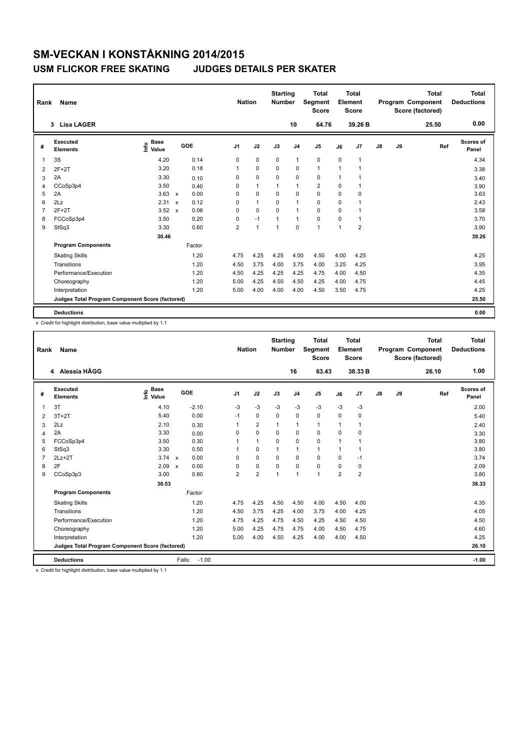# SM-VECKAN I KONSTÅKNING 2014/2015

## USM FLICKOR FREE SKATING JUDGES DETAILS PER SKATER

| Rank | Name | Nation | Starting Number | Total Segment Score | Total Element Score | Total Program Component Score (factored) | Total Deductions |
|---|---|---|---|---|---|---|---|
| 3 | Lisa LAGER | | 10 | 64.76 | 39.26 B | 25.50 | 0.00 |

| # | Executed Elements | Info | Base Value | | GOE | J1 | J2 | J3 | J4 | J5 | J6 | J7 | J8 | J9 | Ref | Scores of Panel |
|---|---|---|---|---|---|---|---|---|---|---|---|---|---|---|---|---|
| 1 | 3S | | 4.20 | | 0.14 | 0 | 0 | 0 | 1 | 0 | 0 | 1 | | | | 4.34 |
| 2 | 2F+2T | | 3.20 | | 0.18 | 1 | 0 | 0 | 0 | 1 | 1 | 1 | | | | 3.38 |
| 3 | 2A | | 3.30 | | 0.10 | 0 | 0 | 0 | 0 | 0 | 1 | 1 | | | | 3.40 |
| 4 | CCoSp3p4 | | 3.50 | | 0.40 | 0 | 1 | 1 | 1 | 2 | 0 | 1 | | | | 3.90 |
| 5 | 2A | | 3.63 | x | 0.00 | 0 | 0 | 0 | 0 | 0 | 0 | 0 | | | | 3.63 |
| 6 | 2Lz | | 2.31 | x | 0.12 | 0 | 1 | 0 | 1 | 0 | 0 | 1 | | | | 2.43 |
| 7 | 2F+2T | | 3.52 | x | 0.06 | 0 | 0 | 0 | 1 | 0 | 0 | 1 | | | | 3.58 |
| 8 | FCCoSp3p4 | | 3.50 | | 0.20 | 0 | -1 | 1 | 1 | 0 | 0 | 1 | | | | 3.70 |
| 9 | StSq3 | | 3.30 | | 0.60 | 2 | 1 | 1 | 0 | 1 | 1 | 2 | | | | 3.90 |
| | | | 30.46 | | | | | | | | | | | | | 39.26 |
| | **Program Components** | | | | Factor | | | | | | | | | | | |
| | Skating Skills | | | | 1.20 | 4.75 | 4.25 | 4.25 | 4.00 | 4.50 | 4.00 | 4.25 | | | | 4.25 |
| | Transitions | | | | 1.20 | 4.50 | 3.75 | 4.00 | 3.75 | 4.00 | 3.25 | 4.25 | | | | 3.95 |
| | Performance/Execution | | | | 1.20 | 4.50 | 4.25 | 4.25 | 4.25 | 4.75 | 4.00 | 4.50 | | | | 4.35 |
| | Choreography | | | | 1.20 | 5.00 | 4.25 | 4.50 | 4.50 | 4.25 | 4.00 | 4.75 | | | | 4.45 |
| | Interpretation | | | | 1.20 | 5.00 | 4.00 | 4.00 | 4.00 | 4.50 | 3.50 | 4.75 | | | | 4.25 |
| | **Judges Total Program Component Score (factored)** | | | | | | | | | | | | | | | 25.50 |
| | **Deductions** | | | | | | | | | | | | | | | 0.00 |

x Credit for highlight distribution, base value multiplied by 1.1

| Rank | Name | Nation | Starting Number | Total Segment Score | Total Element Score | Total Program Component Score (factored) | Total Deductions |
|---|---|---|---|---|---|---|---|
| 4 | Alessia HÄGG | | 16 | 63.43 | 38.33 B | 26.10 | 1.00 |

| # | Executed Elements | Info | Base Value | | GOE | J1 | J2 | J3 | J4 | J5 | J6 | J7 | J8 | J9 | Ref | Scores of Panel |
|---|---|---|---|---|---|---|---|---|---|---|---|---|---|---|---|---|
| 1 | 3T | | 4.10 | | -2.10 | -3 | -3 | -3 | -3 | -3 | -3 | -3 | | | | 2.00 |
| 2 | 3T+2T | | 5.40 | | 0.00 | -1 | 0 | 0 | 0 | 0 | 0 | 0 | | | | 5.40 |
| 3 | 2Lz | | 2.10 | | 0.30 | 1 | 2 | 1 | 1 | 1 | 1 | 1 | | | | 2.40 |
| 4 | 2A | | 3.30 | | 0.00 | 0 | 0 | 0 | 0 | 0 | 0 | 0 | | | | 3.30 |
| 5 | FCCoSp3p4 | | 3.50 | | 0.30 | 1 | 1 | 0 | 0 | 0 | 1 | 1 | | | | 3.80 |
| 6 | StSq3 | | 3.30 | | 0.50 | 1 | 0 | 1 | 1 | 1 | 1 | 1 | | | | 3.80 |
| 7 | 2Lz+2T | | 3.74 | x | 0.00 | 0 | 0 | 0 | 0 | 0 | 0 | -1 | | | | 3.74 |
| 8 | 2F | | 2.09 | x | 0.00 | 0 | 0 | 0 | 0 | 0 | 0 | 0 | | | | 2.09 |
| 9 | CCoSp3p3 | | 3.00 | | 0.80 | 2 | 2 | 1 | 1 | 1 | 2 | 2 | | | | 3.80 |
| | | | 30.53 | | | | | | | | | | | | | 38.33 |
| | **Program Components** | | | | Factor | | | | | | | | | | | |
| | Skating Skills | | | | 1.20 | 4.75 | 4.25 | 4.50 | 4.50 | 4.00 | 4.50 | 4.00 | | | | 4.35 |
| | Transitions | | | | 1.20 | 4.50 | 3.75 | 4.25 | 4.00 | 3.75 | 4.00 | 4.25 | | | | 4.05 |
| | Performance/Execution | | | | 1.20 | 4.75 | 4.25 | 4.75 | 4.50 | 4.25 | 4.50 | 4.50 | | | | 4.50 |
| | Choreography | | | | 1.20 | 5.00 | 4.25 | 4.75 | 4.75 | 4.00 | 4.50 | 4.75 | | | | 4.60 |
| | Interpretation | | | | 1.20 | 5.00 | 4.00 | 4.50 | 4.25 | 4.00 | 4.00 | 4.50 | | | | 4.25 |
| | **Judges Total Program Component Score (factored)** | | | | | | | | | | | | | | | 26.10 |
| | **Deductions** | | | | Falls: -1.00 | | | | | | | | | | | -1.00 |

x Credit for highlight distribution, base value multiplied by 1.1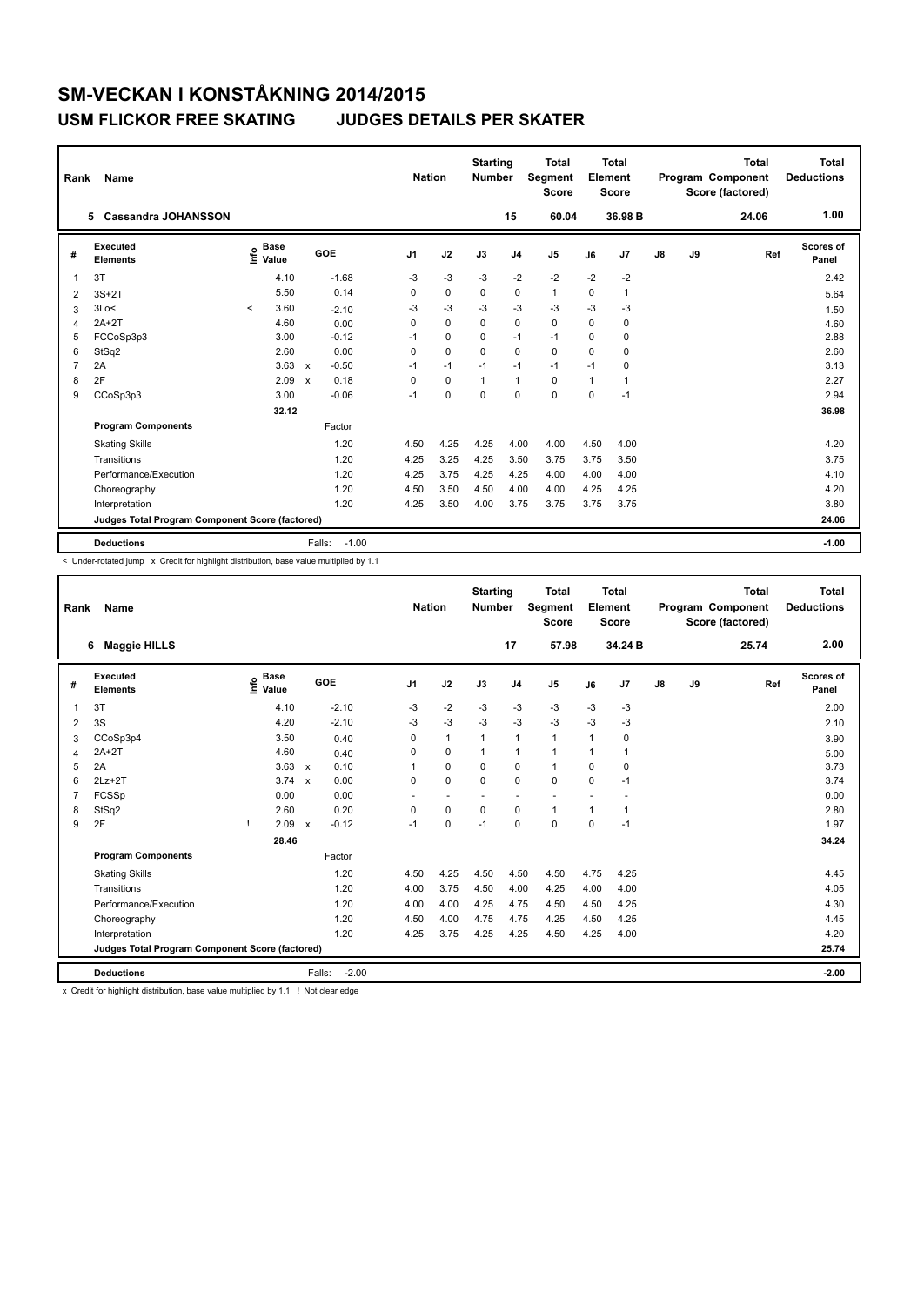# SM-VECKAN I KONSTÅKNING 2014/2015

## USM FLICKOR FREE SKATING JUDGES DETAILS PER SKATER

| Rank | Name | Nation | Starting Number | Total Segment Score | Total Element Score | Total Program Component Score (factored) | Total Deductions |
|---|---|---|---|---|---|---|---|
| 5 | Cassandra JOHANSSON | | 15 | 60.04 | 36.98 B | 24.06 | 1.00 |

| # | Executed Elements | Info | Base Value | | GOE | J1 | J2 | J3 | J4 | J5 | J6 | J7 | J8 | J9 | Ref | Scores of Panel |
|---|---|---|---|---|---|---|---|---|---|---|---|---|---|---|---|---|
| 1 | 3T | | 4.10 | | -1.68 | -3 | -3 | -3 | -2 | -2 | -2 | -2 | | | | 2.42 |
| 2 | 3S+2T | | 5.50 | | 0.14 | 0 | 0 | 0 | 0 | 1 | 0 | 1 | | | | 5.64 |
| 3 | 3Lo< | < | 3.60 | | -2.10 | -3 | -3 | -3 | -3 | -3 | -3 | -3 | | | | 1.50 |
| 4 | 2A+2T | | 4.60 | | 0.00 | 0 | 0 | 0 | 0 | 0 | 0 | 0 | | | | 4.60 |
| 5 | FCCoSp3p3 | | 3.00 | | -0.12 | -1 | 0 | 0 | -1 | -1 | 0 | 0 | | | | 2.88 |
| 6 | StSq2 | | 2.60 | | 0.00 | 0 | 0 | 0 | 0 | 0 | 0 | 0 | | | | 2.60 |
| 7 | 2A | | 3.63 | x | -0.50 | -1 | -1 | -1 | -1 | -1 | -1 | 0 | | | | 3.13 |
| 8 | 2F | | 2.09 | x | 0.18 | 0 | 0 | 1 | 1 | 0 | 1 | 1 | | | | 2.27 |
| 9 | CCoSp3p3 | | 3.00 | | -0.06 | -1 | 0 | 0 | 0 | 0 | 0 | -1 | | | | 2.94 |
| | | | 32.12 | | | | | | | | | | | | | 36.98 |
| | **Program Components** | | | | Factor | | | | | | | | | | | |
| | Skating Skills | | | | 1.20 | 4.50 | 4.25 | 4.25 | 4.00 | 4.00 | 4.50 | 4.00 | | | | 4.20 |
| | Transitions | | | | 1.20 | 4.25 | 3.25 | 4.25 | 3.50 | 3.75 | 3.75 | 3.50 | | | | 3.75 |
| | Performance/Execution | | | | 1.20 | 4.25 | 3.75 | 4.25 | 4.25 | 4.00 | 4.00 | 4.00 | | | | 4.10 |
| | Choreography | | | | 1.20 | 4.50 | 3.50 | 4.50 | 4.00 | 4.00 | 4.25 | 4.25 | | | | 4.20 |
| | Interpretation | | | | 1.20 | 4.25 | 3.50 | 4.00 | 3.75 | 3.75 | 3.75 | 3.75 | | | | 3.80 |
| | **Judges Total Program Component Score (factored)** | | | | | | | | | | | | | | | 24.06 |
| | **Deductions** | | | | Falls: -1.00 | | | | | | | | | | | -1.00 |

< Under-rotated jump x Credit for highlight distribution, base value multiplied by 1.1

| Rank | Name | Nation | Starting Number | Total Segment Score | Total Element Score | Total Program Component Score (factored) | Total Deductions |
|---|---|---|---|---|---|---|---|
| 6 | Maggie HILLS | | 17 | 57.98 | 34.24 B | 25.74 | 2.00 |

| # | Executed Elements | Info | Base Value | | GOE | J1 | J2 | J3 | J4 | J5 | J6 | J7 | J8 | J9 | Ref | Scores of Panel |
|---|---|---|---|---|---|---|---|---|---|---|---|---|---|---|---|---|
| 1 | 3T | | 4.10 | | -2.10 | -3 | -2 | -3 | -3 | -3 | -3 | -3 | | | | 2.00 |
| 2 | 3S | | 4.20 | | -2.10 | -3 | -3 | -3 | -3 | -3 | -3 | -3 | | | | 2.10 |
| 3 | CCoSp3p4 | | 3.50 | | 0.40 | 0 | 1 | 1 | 1 | 1 | 1 | 0 | | | | 3.90 |
| 4 | 2A+2T | | 4.60 | | 0.40 | 0 | 0 | 1 | 1 | 1 | 1 | 1 | | | | 5.00 |
| 5 | 2A | | 3.63 | x | 0.10 | 1 | 0 | 0 | 0 | 1 | 0 | 0 | | | | 3.73 |
| 6 | 2Lz+2T | | 3.74 | x | 0.00 | 0 | 0 | 0 | 0 | 0 | 0 | -1 | | | | 3.74 |
| 7 | FCSSp | | 0.00 | | 0.00 | - | - | - | - | - | - | - | | | | 0.00 |
| 8 | StSq2 | | 2.60 | | 0.20 | 0 | 0 | 0 | 0 | 1 | 1 | 1 | | | | 2.80 |
| 9 | 2F | ! | 2.09 | x | -0.12 | -1 | 0 | -1 | 0 | 0 | 0 | -1 | | | | 1.97 |
| | | | 28.46 | | | | | | | | | | | | | 34.24 |
| | **Program Components** | | | | Factor | | | | | | | | | | | |
| | Skating Skills | | | | 1.20 | 4.50 | 4.25 | 4.50 | 4.50 | 4.50 | 4.75 | 4.25 | | | | 4.45 |
| | Transitions | | | | 1.20 | 4.00 | 3.75 | 4.50 | 4.00 | 4.25 | 4.00 | 4.00 | | | | 4.05 |
| | Performance/Execution | | | | 1.20 | 4.00 | 4.00 | 4.25 | 4.75 | 4.50 | 4.50 | 4.25 | | | | 4.30 |
| | Choreography | | | | 1.20 | 4.50 | 4.00 | 4.75 | 4.75 | 4.25 | 4.50 | 4.25 | | | | 4.45 |
| | Interpretation | | | | 1.20 | 4.25 | 3.75 | 4.25 | 4.25 | 4.50 | 4.25 | 4.00 | | | | 4.20 |
| | **Judges Total Program Component Score (factored)** | | | | | | | | | | | | | | | 25.74 |
| | **Deductions** | | | | Falls: -2.00 | | | | | | | | | | | -2.00 |

x Credit for highlight distribution, base value multiplied by 1.1 ! Not clear edge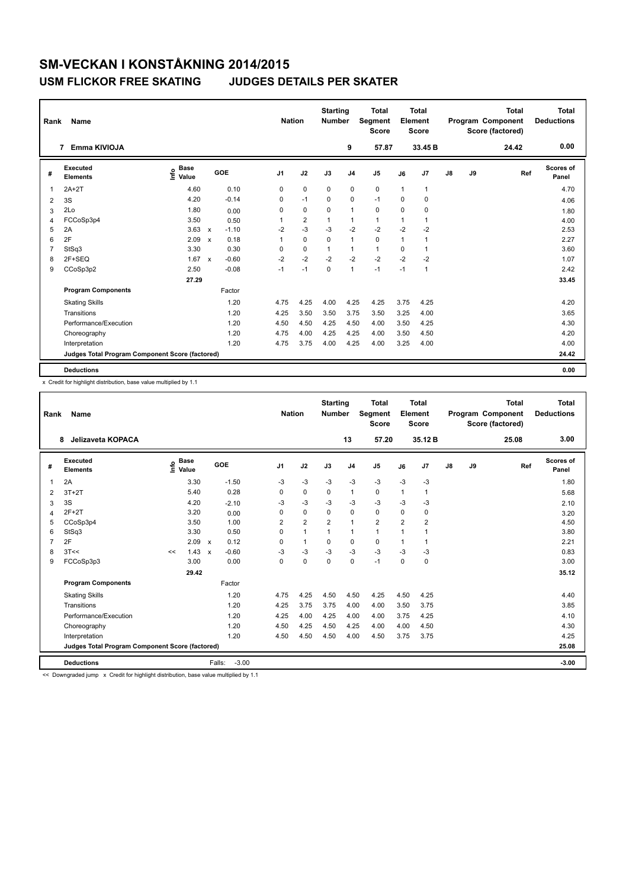# SM-VECKAN I KONSTÅKNING 2014/2015

## USM FLICKOR FREE SKATING JUDGES DETAILS PER SKATER

| Rank | Name | Nation | Starting Number | Total Segment Score | Total Element Score | Total Program Component Score (factored) | Total Deductions |
|---|---|---|---|---|---|---|---|
| 7 | Emma KIVIOJA | | 9 | 57.87 | 33.45 B | 24.42 | 0.00 |

| # | Executed Elements | Info | Base Value | | GOE | J1 | J2 | J3 | J4 | J5 | J6 | J7 | J8 | J9 | Ref | Scores of Panel |
|---|---|---|---|---|---|---|---|---|---|---|---|---|---|---|---|---|
| 1 | 2A+2T | | 4.60 | | 0.10 | 0 | 0 | 0 | 0 | 0 | 1 | 1 | | | | 4.70 |
| 2 | 3S | | 4.20 | | -0.14 | 0 | -1 | 0 | 0 | -1 | 0 | 0 | | | | 4.06 |
| 3 | 2Lo | | 1.80 | | 0.00 | 0 | 0 | 0 | 1 | 0 | 0 | 0 | | | | 1.80 |
| 4 | FCCoSp3p4 | | 3.50 | | 0.50 | 1 | 2 | 1 | 1 | 1 | 1 | 1 | | | | 4.00 |
| 5 | 2A | | 3.63 | x | -1.10 | -2 | -3 | -3 | -2 | -2 | -2 | -2 | | | | 2.53 |
| 6 | 2F | | 2.09 | x | 0.18 | 1 | 0 | 0 | 1 | 0 | 1 | 1 | | | | 2.27 |
| 7 | StSq3 | | 3.30 | | 0.30 | 0 | 0 | 1 | 1 | 1 | 0 | 1 | | | | 3.60 |
| 8 | 2F+SEQ | | 1.67 | x | -0.60 | -2 | -2 | -2 | -2 | -2 | -2 | -2 | | | | 1.07 |
| 9 | CCoSp3p2 | | 2.50 | | -0.08 | -1 | -1 | 0 | 1 | -1 | -1 | 1 | | | | 2.42 |
| | | | 27.29 | | | | | | | | | | | | | 33.45 |
| | **Program Components** | | | | Factor | | | | | | | | | | | |
| | Skating Skills | | | | 1.20 | 4.75 | 4.25 | 4.00 | 4.25 | 4.25 | 3.75 | 4.25 | | | | 4.20 |
| | Transitions | | | | 1.20 | 4.25 | 3.50 | 3.50 | 3.75 | 3.50 | 3.25 | 4.00 | | | | 3.65 |
| | Performance/Execution | | | | 1.20 | 4.50 | 4.50 | 4.25 | 4.50 | 4.00 | 3.50 | 4.25 | | | | 4.30 |
| | Choreography | | | | 1.20 | 4.75 | 4.00 | 4.25 | 4.25 | 4.00 | 3.50 | 4.50 | | | | 4.20 |
| | Interpretation | | | | 1.20 | 4.75 | 3.75 | 4.00 | 4.25 | 4.00 | 3.25 | 4.00 | | | | 4.00 |
| | Judges Total Program Component Score (factored) | | | | | | | | | | | | | | | 24.42 |
| | **Deductions** | | | | | | | | | | | | | | | 0.00 |

x Credit for highlight distribution, base value multiplied by 1.1

| Rank | Name | Nation | Starting Number | Total Segment Score | Total Element Score | Total Program Component Score (factored) | Total Deductions |
|---|---|---|---|---|---|---|---|
| 8 | Jelizaveta KOPACA | | 13 | 57.20 | 35.12 B | 25.08 | 3.00 |

| # | Executed Elements | Info | Base Value | | GOE | J1 | J2 | J3 | J4 | J5 | J6 | J7 | J8 | J9 | Ref | Scores of Panel |
|---|---|---|---|---|---|---|---|---|---|---|---|---|---|---|---|---|
| 1 | 2A | | 3.30 | | -1.50 | -3 | -3 | -3 | -3 | -3 | -3 | -3 | | | | 1.80 |
| 2 | 3T+2T | | 5.40 | | 0.28 | 0 | 0 | 0 | 1 | 0 | 1 | 1 | | | | 5.68 |
| 3 | 3S | | 4.20 | | -2.10 | -3 | -3 | -3 | -3 | -3 | -3 | -3 | | | | 2.10 |
| 4 | 2F+2T | | 3.20 | | 0.00 | 0 | 0 | 0 | 0 | 0 | 0 | 0 | | | | 3.20 |
| 5 | CCoSp3p4 | | 3.50 | | 1.00 | 2 | 2 | 2 | 1 | 2 | 2 | 2 | | | | 4.50 |
| 6 | StSq3 | | 3.30 | | 0.50 | 0 | 1 | 1 | 1 | 1 | 1 | 1 | | | | 3.80 |
| 7 | 2F | | 2.09 | x | 0.12 | 0 | 1 | 0 | 0 | 0 | 1 | 1 | | | | 2.21 |
| 8 | 3T<< | << | 1.43 | x | -0.60 | -3 | -3 | -3 | -3 | -3 | -3 | -3 | | | | 0.83 |
| 9 | FCCoSp3p3 | | 3.00 | | 0.00 | 0 | 0 | 0 | 0 | -1 | 0 | 0 | | | | 3.00 |
| | | | 29.42 | | | | | | | | | | | | | 35.12 |
| | **Program Components** | | | | Factor | | | | | | | | | | | |
| | Skating Skills | | | | 1.20 | 4.75 | 4.25 | 4.50 | 4.50 | 4.25 | 4.50 | 4.25 | | | | 4.40 |
| | Transitions | | | | 1.20 | 4.25 | 3.75 | 3.75 | 4.00 | 4.00 | 3.50 | 3.75 | | | | 3.85 |
| | Performance/Execution | | | | 1.20 | 4.25 | 4.00 | 4.25 | 4.00 | 4.00 | 3.75 | 4.25 | | | | 4.10 |
| | Choreography | | | | 1.20 | 4.50 | 4.25 | 4.50 | 4.25 | 4.00 | 4.00 | 4.50 | | | | 4.30 |
| | Interpretation | | | | 1.20 | 4.50 | 4.50 | 4.50 | 4.00 | 4.50 | 3.75 | 3.75 | | | | 4.25 |
| | Judges Total Program Component Score (factored) | | | | | | | | | | | | | | | 25.08 |
| | **Deductions** | | | Falls: | -3.00 | | | | | | | | | | | -3.00 |

<< Downgraded jump x Credit for highlight distribution, base value multiplied by 1.1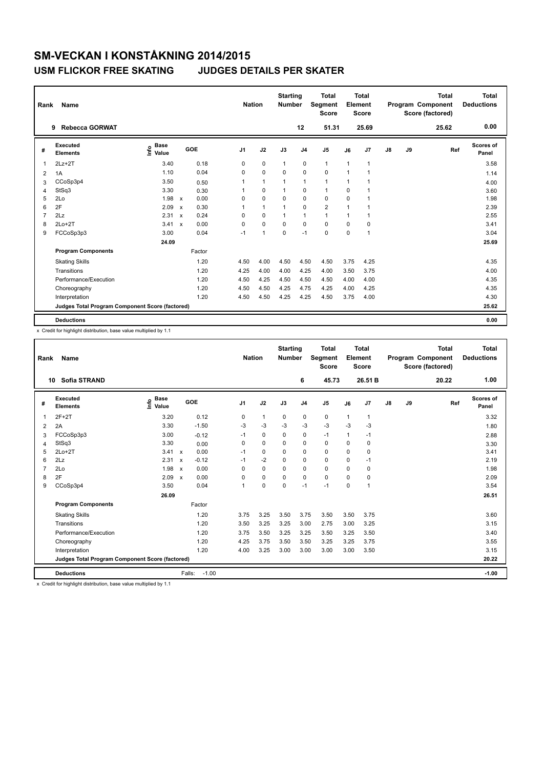# SM-VECKAN I KONSTÅKNING 2014/2015

## USM FLICKOR FREE SKATING JUDGES DETAILS PER SKATER

| Rank | Name | Nation | Starting Number | Total Segment Score | Total Element Score | Total Program Component Score (factored) | Total Deductions |
|---|---|---|---|---|---|---|---|
| 9 | Rebecca GORWAT | | 12 | 51.31 | 25.69 | 25.62 | 0.00 |

| # | Executed Elements | Info | Base Value | | GOE | J1 | J2 | J3 | J4 | J5 | J6 | J7 | J8 | J9 | Ref | Scores of Panel |
|---|---|---|---|---|---|---|---|---|---|---|---|---|---|---|---|---|
| 1 | 2Lz+2T | | 3.40 | | 0.18 | 0 | 0 | 1 | 0 | 1 | 1 | 1 | | | | 3.58 |
| 2 | 1A | | 1.10 | | 0.04 | 0 | 0 | 0 | 0 | 0 | 1 | 1 | | | | 1.14 |
| 3 | CCoSp3p4 | | 3.50 | | 0.50 | 1 | 1 | 1 | 1 | 1 | 1 | 1 | | | | 4.00 |
| 4 | StSq3 | | 3.30 | | 0.30 | 1 | 0 | 1 | 0 | 1 | 0 | 1 | | | | 3.60 |
| 5 | 2Lo | | 1.98 | x | 0.00 | 0 | 0 | 0 | 0 | 0 | 0 | 1 | | | | 1.98 |
| 6 | 2F | | 2.09 | x | 0.30 | 1 | 1 | 1 | 0 | 2 | 1 | 1 | | | | 2.39 |
| 7 | 2Lz | | 2.31 | x | 0.24 | 0 | 0 | 1 | 1 | 1 | 1 | 1 | | | | 2.55 |
| 8 | 2Lo+2T | | 3.41 | x | 0.00 | 0 | 0 | 0 | 0 | 0 | 0 | 0 | | | | 3.41 |
| 9 | FCCoSp3p3 | | 3.00 | | 0.04 | -1 | 1 | 0 | -1 | 0 | 0 | 1 | | | | 3.04 |
| | | | 24.09 | | | | | | | | | | | | | 25.69 |
| | Program Components | | | | Factor | | | | | | | | | | | |
| | Skating Skills | | | | 1.20 | 4.50 | 4.00 | 4.50 | 4.50 | 4.50 | 3.75 | 4.25 | | | | 4.35 |
| | Transitions | | | | 1.20 | 4.25 | 4.00 | 4.00 | 4.25 | 4.00 | 3.50 | 3.75 | | | | 4.00 |
| | Performance/Execution | | | | 1.20 | 4.50 | 4.25 | 4.50 | 4.50 | 4.50 | 4.00 | 4.00 | | | | 4.35 |
| | Choreography | | | | 1.20 | 4.50 | 4.50 | 4.25 | 4.75 | 4.25 | 4.00 | 4.25 | | | | 4.35 |
| | Interpretation | | | | 1.20 | 4.50 | 4.50 | 4.25 | 4.25 | 4.50 | 3.75 | 4.00 | | | | 4.30 |
| | Judges Total Program Component Score (factored) | | | | | | | | | | | | | | | 25.62 |
| | Deductions | | | | | | | | | | | | | | | 0.00 |

x Credit for highlight distribution, base value multiplied by 1.1

| Rank | Name | Nation | Starting Number | Total Segment Score | Total Element Score | Total Program Component Score (factored) | Total Deductions |
|---|---|---|---|---|---|---|---|
| 10 | Sofia STRAND | | 6 | 45.73 | 26.51 B | 20.22 | 1.00 |

| # | Executed Elements | Info | Base Value | | GOE | J1 | J2 | J3 | J4 | J5 | J6 | J7 | J8 | J9 | Ref | Scores of Panel |
|---|---|---|---|---|---|---|---|---|---|---|---|---|---|---|---|---|
| 1 | 2F+2T | | 3.20 | | 0.12 | 0 | 1 | 0 | 0 | 0 | 1 | 1 | | | | 3.32 |
| 2 | 2A | | 3.30 | | -1.50 | -3 | -3 | -3 | -3 | -3 | -3 | -3 | | | | 1.80 |
| 3 | FCCoSp3p3 | | 3.00 | | -0.12 | -1 | 0 | 0 | 0 | -1 | 1 | -1 | | | | 2.88 |
| 4 | StSq3 | | 3.30 | | 0.00 | 0 | 0 | 0 | 0 | 0 | 0 | 0 | | | | 3.30 |
| 5 | 2Lo+2T | | 3.41 | x | 0.00 | -1 | 0 | 0 | 0 | 0 | 0 | 0 | | | | 3.41 |
| 6 | 2Lz | | 2.31 | x | -0.12 | -1 | -2 | 0 | 0 | 0 | 0 | -1 | | | | 2.19 |
| 7 | 2Lo | | 1.98 | x | 0.00 | 0 | 0 | 0 | 0 | 0 | 0 | 0 | | | | 1.98 |
| 8 | 2F | | 2.09 | x | 0.00 | 0 | 0 | 0 | 0 | 0 | 0 | 0 | | | | 2.09 |
| 9 | CCoSp3p4 | | 3.50 | | 0.04 | 1 | 0 | 0 | -1 | -1 | 0 | 1 | | | | 3.54 |
| | | | 26.09 | | | | | | | | | | | | | 26.51 |
| | Program Components | | | | Factor | | | | | | | | | | | |
| | Skating Skills | | | | 1.20 | 3.75 | 3.25 | 3.50 | 3.75 | 3.50 | 3.50 | 3.75 | | | | 3.60 |
| | Transitions | | | | 1.20 | 3.50 | 3.25 | 3.25 | 3.00 | 2.75 | 3.00 | 3.25 | | | | 3.15 |
| | Performance/Execution | | | | 1.20 | 3.75 | 3.50 | 3.25 | 3.25 | 3.50 | 3.25 | 3.50 | | | | 3.40 |
| | Choreography | | | | 1.20 | 4.25 | 3.75 | 3.50 | 3.50 | 3.25 | 3.25 | 3.75 | | | | 3.55 |
| | Interpretation | | | | 1.20 | 4.00 | 3.25 | 3.00 | 3.00 | 3.00 | 3.00 | 3.50 | | | | 3.15 |
| | Judges Total Program Component Score (factored) | | | | | | | | | | | | | | | 20.22 |
| | Deductions | | | Falls: | -1.00 | | | | | | | | | | | -1.00 |

x Credit for highlight distribution, base value multiplied by 1.1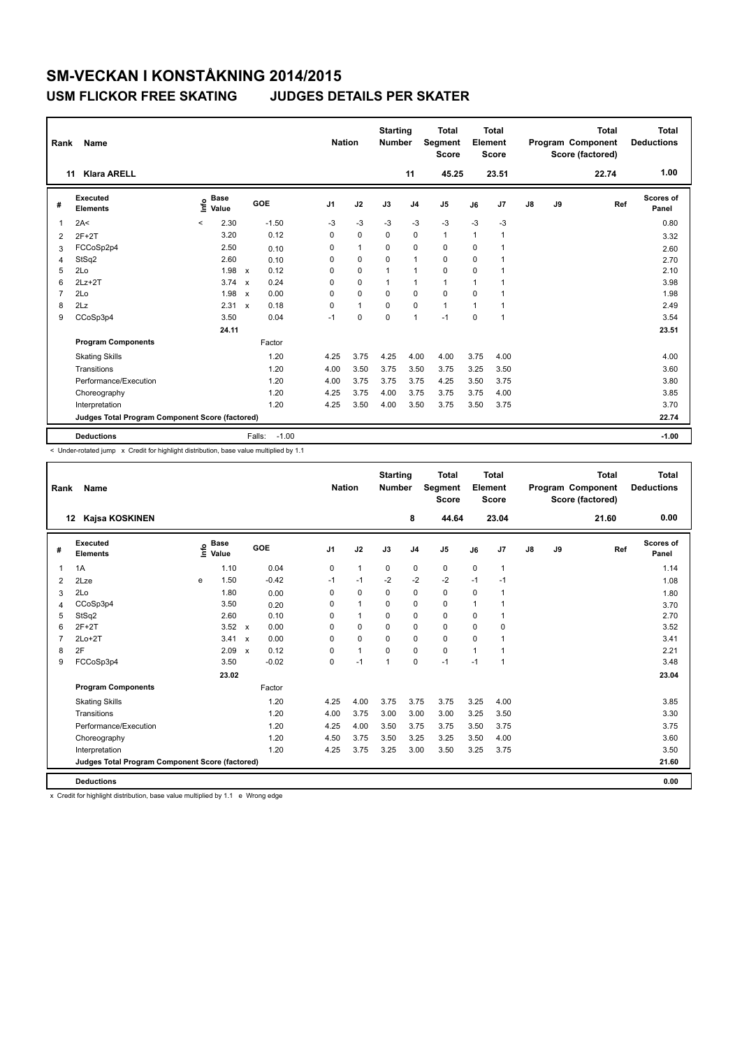# SM-VECKAN I KONSTÅKNING 2014/2015

## USM FLICKOR FREE SKATING JUDGES DETAILS PER SKATER

| Rank | Name | Nation | Starting Number | Total Segment Score | Total Element Score | Total Program Component Score (factored) | Total Deductions |
|---|---|---|---|---|---|---|---|
| 11 | Klara ARELL | | 11 | 45.25 | 23.51 | 22.74 | 1.00 |

| # | Executed Elements | Info | Base Value | | GOE | J1 | J2 | J3 | J4 | J5 | J6 | J7 | J8 | J9 | Ref | Scores of Panel |
|---|---|---|---|---|---|---|---|---|---|---|---|---|---|---|---|---|
| 1 | 2A< | < | 2.30 | | -1.50 | -3 | -3 | -3 | -3 | -3 | -3 | -3 | | | | 0.80 |
| 2 | 2F+2T | | 3.20 | | 0.12 | 0 | 0 | 0 | 0 | 1 | 1 | 1 | | | | 3.32 |
| 3 | FCCoSp2p4 | | 2.50 | | 0.10 | 0 | 1 | 0 | 0 | 0 | 0 | 1 | | | | 2.60 |
| 4 | StSq2 | | 2.60 | | 0.10 | 0 | 0 | 0 | 1 | 0 | 0 | 1 | | | | 2.70 |
| 5 | 2Lo | | 1.98 | x | 0.12 | 0 | 0 | 1 | 1 | 0 | 0 | 1 | | | | 2.10 |
| 6 | 2Lz+2T | | 3.74 | x | 0.24 | 0 | 0 | 1 | 1 | 1 | 1 | 1 | | | | 3.98 |
| 7 | 2Lo | | 1.98 | x | 0.00 | 0 | 0 | 0 | 0 | 0 | 0 | 1 | | | | 1.98 |
| 8 | 2Lz | | 2.31 | x | 0.18 | 0 | 1 | 0 | 0 | 1 | 1 | 1 | | | | 2.49 |
| 9 | CCoSp3p4 | | 3.50 | | 0.04 | -1 | 0 | 0 | 1 | -1 | 0 | 1 | | | | 3.54 |
| | | | 24.11 | | | | | | | | | | | | | 23.51 |
| | **Program Components** | | | | Factor | | | | | | | | | | | |
| | Skating Skills | | | | 1.20 | 4.25 | 3.75 | 4.25 | 4.00 | 4.00 | 3.75 | 4.00 | | | | 4.00 |
| | Transitions | | | | 1.20 | 4.00 | 3.50 | 3.75 | 3.50 | 3.75 | 3.25 | 3.50 | | | | 3.60 |
| | Performance/Execution | | | | 1.20 | 4.00 | 3.75 | 3.75 | 3.75 | 4.25 | 3.50 | 3.75 | | | | 3.80 |
| | Choreography | | | | 1.20 | 4.25 | 3.75 | 4.00 | 3.75 | 3.75 | 3.75 | 4.00 | | | | 3.85 |
| | Interpretation | | | | 1.20 | 4.25 | 3.50 | 4.00 | 3.50 | 3.75 | 3.50 | 3.75 | | | | 3.70 |
| | **Judges Total Program Component Score (factored)** | | | | | | | | | | | | | | | 22.74 |
| | **Deductions** | | | | Falls: -1.00 | | | | | | | | | | | -1.00 |

< Under-rotated jump x Credit for highlight distribution, base value multiplied by 1.1

| Rank | Name | Nation | Starting Number | Total Segment Score | Total Element Score | Total Program Component Score (factored) | Total Deductions |
|---|---|---|---|---|---|---|---|
| 12 | Kajsa KOSKINEN | | 8 | 44.64 | 23.04 | 21.60 | 0.00 |

| # | Executed Elements | Info | Base Value | | GOE | J1 | J2 | J3 | J4 | J5 | J6 | J7 | J8 | J9 | Ref | Scores of Panel |
|---|---|---|---|---|---|---|---|---|---|---|---|---|---|---|---|---|
| 1 | 1A | | 1.10 | | 0.04 | 0 | 1 | 0 | 0 | 0 | 0 | 1 | | | | 1.14 |
| 2 | 2Lze | e | 1.50 | | -0.42 | -1 | -1 | -2 | -2 | -2 | -1 | -1 | | | | 1.08 |
| 3 | 2Lo | | 1.80 | | 0.00 | 0 | 0 | 0 | 0 | 0 | 0 | 1 | | | | 1.80 |
| 4 | CCoSp3p4 | | 3.50 | | 0.20 | 0 | 1 | 0 | 0 | 0 | 1 | 1 | | | | 3.70 |
| 5 | StSq2 | | 2.60 | | 0.10 | 0 | 1 | 0 | 0 | 0 | 0 | 1 | | | | 2.70 |
| 6 | 2F+2T | | 3.52 | x | 0.00 | 0 | 0 | 0 | 0 | 0 | 0 | 0 | | | | 3.52 |
| 7 | 2Lo+2T | | 3.41 | x | 0.00 | 0 | 0 | 0 | 0 | 0 | 0 | 1 | | | | 3.41 |
| 8 | 2F | | 2.09 | x | 0.12 | 0 | 1 | 0 | 0 | 0 | 1 | 1 | | | | 2.21 |
| 9 | FCCoSp3p4 | | 3.50 | | -0.02 | 0 | -1 | 1 | 0 | -1 | -1 | 1 | | | | 3.48 |
| | | | 23.02 | | | | | | | | | | | | | 23.04 |
| | **Program Components** | | | | Factor | | | | | | | | | | | |
| | Skating Skills | | | | 1.20 | 4.25 | 4.00 | 3.75 | 3.75 | 3.75 | 3.25 | 4.00 | | | | 3.85 |
| | Transitions | | | | 1.20 | 4.00 | 3.75 | 3.00 | 3.00 | 3.00 | 3.25 | 3.50 | | | | 3.30 |
| | Performance/Execution | | | | 1.20 | 4.25 | 4.00 | 3.50 | 3.75 | 3.75 | 3.50 | 3.75 | | | | 3.75 |
| | Choreography | | | | 1.20 | 4.50 | 3.75 | 3.50 | 3.25 | 3.25 | 3.50 | 4.00 | | | | 3.60 |
| | Interpretation | | | | 1.20 | 4.25 | 3.75 | 3.25 | 3.00 | 3.50 | 3.25 | 3.75 | | | | 3.50 |
| | **Judges Total Program Component Score (factored)** | | | | | | | | | | | | | | | 21.60 |
| | **Deductions** | | | | | | | | | | | | | | | 0.00 |

x Credit for highlight distribution, base value multiplied by 1.1 e Wrong edge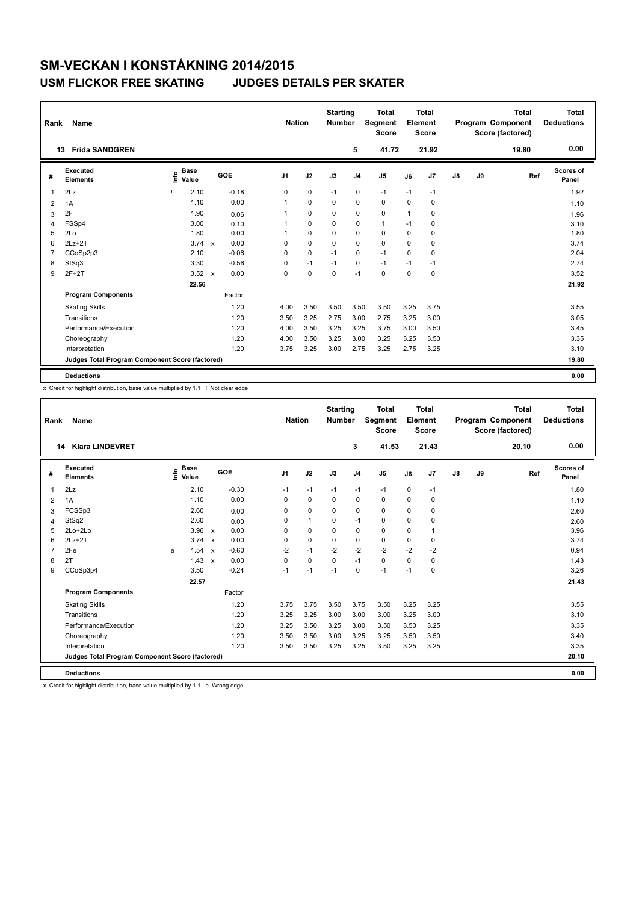# SM-VECKAN I KONSTÅKNING 2014/2015

## USM FLICKOR FREE SKATING JUDGES DETAILS PER SKATER

| Rank | Name | Nation | Starting Number | Total Segment Score | Total Element Score | Total Program Component Score (factored) | Total Deductions |
|---|---|---|---|---|---|---|---|
| 13 | Frida SANDGREN | | 5 | 41.72 | 21.92 | 19.80 | 0.00 |

| # | Executed Elements | Info | Base Value | | GOE | J1 | J2 | J3 | J4 | J5 | J6 | J7 | J8 | J9 | Ref | Scores of Panel |
|---|---|---|---|---|---|---|---|---|---|---|---|---|---|---|---|---|
| 1 | 2Lz | ! | 2.10 | | -0.18 | 0 | 0 | -1 | 0 | -1 | -1 | -1 | | | | 1.92 |
| 2 | 1A | | 1.10 | | 0.00 | 1 | 0 | 0 | 0 | 0 | 0 | 0 | | | | 1.10 |
| 3 | 2F | | 1.90 | | 0.06 | 1 | 0 | 0 | 0 | 0 | 1 | 0 | | | | 1.96 |
| 4 | FSSp4 | | 3.00 | | 0.10 | 1 | 0 | 0 | 0 | 1 | -1 | 0 | | | | 3.10 |
| 5 | 2Lo | | 1.80 | | 0.00 | 1 | 0 | 0 | 0 | 0 | 0 | 0 | | | | 1.80 |
| 6 | 2Lz+2T | | 3.74 | x | 0.00 | 0 | 0 | 0 | 0 | 0 | 0 | 0 | | | | 3.74 |
| 7 | CCoSp2p3 | | 2.10 | | -0.06 | 0 | 0 | -1 | 0 | -1 | 0 | 0 | | | | 2.04 |
| 8 | StSq3 | | 3.30 | | -0.56 | 0 | -1 | -1 | 0 | -1 | -1 | -1 | | | | 2.74 |
| 9 | 2F+2T | | 3.52 | x | 0.00 | 0 | 0 | 0 | -1 | 0 | 0 | 0 | | | | 3.52 |
| | | | 22.56 | | | | | | | | | | | | | 21.92 |
| | **Program Components** | | | | Factor | | | | | | | | | | | |
| | Skating Skills | | | | 1.20 | 4.00 | 3.50 | 3.50 | 3.50 | 3.50 | 3.25 | 3.75 | | | | 3.55 |
| | Transitions | | | | 1.20 | 3.50 | 3.25 | 2.75 | 3.00 | 2.75 | 3.25 | 3.00 | | | | 3.05 |
| | Performance/Execution | | | | 1.20 | 4.00 | 3.50 | 3.25 | 3.25 | 3.75 | 3.00 | 3.50 | | | | 3.45 |
| | Choreography | | | | 1.20 | 4.00 | 3.50 | 3.25 | 3.00 | 3.25 | 3.25 | 3.50 | | | | 3.35 |
| | Interpretation | | | | 1.20 | 3.75 | 3.25 | 3.00 | 2.75 | 3.25 | 2.75 | 3.25 | | | | 3.10 |
| | **Judges Total Program Component Score (factored)** | | | | | | | | | | | | | | | 19.80 |
| | **Deductions** | | | | | | | | | | | | | | | 0.00 |

x Credit for highlight distribution, base value multiplied by 1.1 ! Not clear edge

| Rank | Name | Nation | Starting Number | Total Segment Score | Total Element Score | Total Program Component Score (factored) | Total Deductions |
|---|---|---|---|---|---|---|---|
| 14 | Klara LINDEVRET | | 3 | 41.53 | 21.43 | 20.10 | 0.00 |

| # | Executed Elements | Info | Base Value | | GOE | J1 | J2 | J3 | J4 | J5 | J6 | J7 | J8 | J9 | Ref | Scores of Panel |
|---|---|---|---|---|---|---|---|---|---|---|---|---|---|---|---|---|
| 1 | 2Lz | | 2.10 | | -0.30 | -1 | -1 | -1 | -1 | -1 | 0 | -1 | | | | 1.80 |
| 2 | 1A | | 1.10 | | 0.00 | 0 | 0 | 0 | 0 | 0 | 0 | 0 | | | | 1.10 |
| 3 | FCSSp3 | | 2.60 | | 0.00 | 0 | 0 | 0 | 0 | 0 | 0 | 0 | | | | 2.60 |
| 4 | StSq2 | | 2.60 | | 0.00 | 0 | 1 | 0 | -1 | 0 | 0 | 0 | | | | 2.60 |
| 5 | 2Lo+2Lo | | 3.96 | x | 0.00 | 0 | 0 | 0 | 0 | 0 | 0 | 1 | | | | 3.96 |
| 6 | 2Lz+2T | | 3.74 | x | 0.00 | 0 | 0 | 0 | 0 | 0 | 0 | 0 | | | | 3.74 |
| 7 | 2Fe | e | 1.54 | x | -0.60 | -2 | -1 | -2 | -2 | -2 | -2 | -2 | | | | 0.94 |
| 8 | 2T | | 1.43 | x | 0.00 | 0 | 0 | 0 | -1 | 0 | 0 | 0 | | | | 1.43 |
| 9 | CCoSp3p4 | | 3.50 | | -0.24 | -1 | -1 | -1 | 0 | -1 | -1 | 0 | | | | 3.26 |
| | | | 22.57 | | | | | | | | | | | | | 21.43 |
| | **Program Components** | | | | Factor | | | | | | | | | | | |
| | Skating Skills | | | | 1.20 | 3.75 | 3.75 | 3.50 | 3.75 | 3.50 | 3.25 | 3.25 | | | | 3.55 |
| | Transitions | | | | 1.20 | 3.25 | 3.25 | 3.00 | 3.00 | 3.00 | 3.25 | 3.00 | | | | 3.10 |
| | Performance/Execution | | | | 1.20 | 3.25 | 3.50 | 3.25 | 3.00 | 3.50 | 3.50 | 3.25 | | | | 3.35 |
| | Choreography | | | | 1.20 | 3.50 | 3.50 | 3.00 | 3.25 | 3.25 | 3.50 | 3.50 | | | | 3.40 |
| | Interpretation | | | | 1.20 | 3.50 | 3.50 | 3.25 | 3.25 | 3.50 | 3.25 | 3.25 | | | | 3.35 |
| | **Judges Total Program Component Score (factored)** | | | | | | | | | | | | | | | 20.10 |
| | **Deductions** | | | | | | | | | | | | | | | 0.00 |

x Credit for highlight distribution, base value multiplied by 1.1 e Wrong edge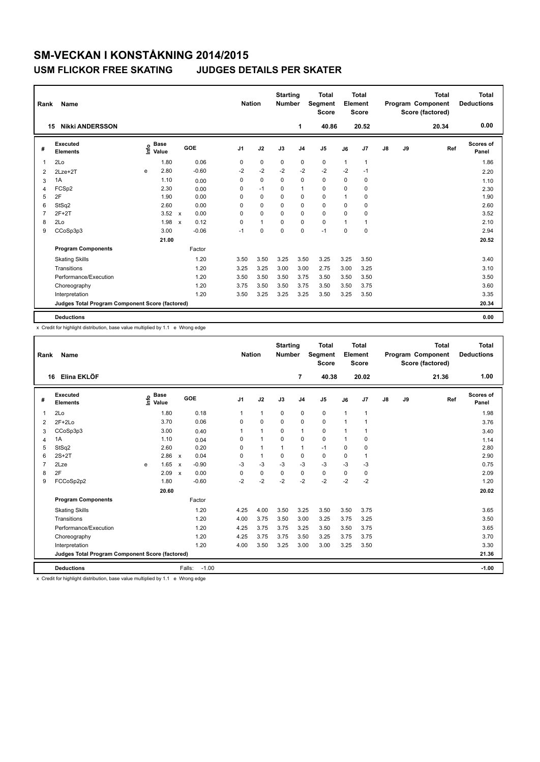# SM-VECKAN I KONSTÅKNING 2014/2015

## USM FLICKOR FREE SKATING JUDGES DETAILS PER SKATER

| Rank | Name | Nation | Starting Number | Total Segment Score | Total Element Score | Total Program Component Score (factored) | Total Deductions |
|---|---|---|---|---|---|---|---|
| 15 | Nikki ANDERSSON | | 1 | 40.86 | 20.52 | 20.34 | 0.00 |

| # | Executed Elements | Info | Base Value | | GOE | J1 | J2 | J3 | J4 | J5 | J6 | J7 | J8 | J9 | Ref | Scores of Panel |
|---|---|---|---|---|---|---|---|---|---|---|---|---|---|---|---|---|
| 1 | 2Lo | | 1.80 | | 0.06 | 0 | 0 | 0 | 0 | 0 | 1 | 1 | | | | 1.86 |
| 2 | 2Lze+2T | e | 2.80 | | -0.60 | -2 | -2 | -2 | -2 | -2 | -2 | -1 | | | | 2.20 |
| 3 | 1A | | 1.10 | | 0.00 | 0 | 0 | 0 | 0 | 0 | 0 | 0 | | | | 1.10 |
| 4 | FCSp2 | | 2.30 | | 0.00 | 0 | -1 | 0 | 1 | 0 | 0 | 0 | | | | 2.30 |
| 5 | 2F | | 1.90 | | 0.00 | 0 | 0 | 0 | 0 | 0 | 1 | 0 | | | | 1.90 |
| 6 | StSq2 | | 2.60 | | 0.00 | 0 | 0 | 0 | 0 | 0 | 0 | 0 | | | | 2.60 |
| 7 | 2F+2T | | 3.52 | x | 0.00 | 0 | 0 | 0 | 0 | 0 | 0 | 0 | | | | 3.52 |
| 8 | 2Lo | | 1.98 | x | 0.12 | 0 | 1 | 0 | 0 | 0 | 1 | 1 | | | | 2.10 |
| 9 | CCoSp3p3 | | 3.00 | | -0.06 | -1 | 0 | 0 | 0 | -1 | 0 | 0 | | | | 2.94 |
| | | | 21.00 | | | | | | | | | | | | | 20.52 |
| | **Program Components** | | | | Factor | | | | | | | | | | | |
| | Skating Skills | | | | 1.20 | 3.50 | 3.50 | 3.25 | 3.50 | 3.25 | 3.25 | 3.50 | | | | 3.40 |
| | Transitions | | | | 1.20 | 3.25 | 3.25 | 3.00 | 3.00 | 2.75 | 3.00 | 3.25 | | | | 3.10 |
| | Performance/Execution | | | | 1.20 | 3.50 | 3.50 | 3.50 | 3.75 | 3.50 | 3.50 | 3.50 | | | | 3.50 |
| | Choreography | | | | 1.20 | 3.75 | 3.50 | 3.50 | 3.75 | 3.50 | 3.50 | 3.75 | | | | 3.60 |
| | Interpretation | | | | 1.20 | 3.50 | 3.25 | 3.25 | 3.25 | 3.50 | 3.25 | 3.50 | | | | 3.35 |
| | **Judges Total Program Component Score (factored)** | | | | | | | | | | | | | | | 20.34 |
| | **Deductions** | | | | | | | | | | | | | | | 0.00 |

x Credit for highlight distribution, base value multiplied by 1.1 e Wrong edge

| Rank | Name | Nation | Starting Number | Total Segment Score | Total Element Score | Total Program Component Score (factored) | Total Deductions |
|---|---|---|---|---|---|---|---|
| 16 | Elina EKLÖF | | 7 | 40.38 | 20.02 | 21.36 | 1.00 |

| # | Executed Elements | Info | Base Value | | GOE | J1 | J2 | J3 | J4 | J5 | J6 | J7 | J8 | J9 | Ref | Scores of Panel |
|---|---|---|---|---|---|---|---|---|---|---|---|---|---|---|---|---|
| 1 | 2Lo | | 1.80 | | 0.18 | 1 | 1 | 0 | 0 | 0 | 1 | 1 | | | | 1.98 |
| 2 | 2F+2Lo | | 3.70 | | 0.06 | 0 | 0 | 0 | 0 | 0 | 1 | 1 | | | | 3.76 |
| 3 | CCoSp3p3 | | 3.00 | | 0.40 | 1 | 1 | 0 | 1 | 0 | 1 | 1 | | | | 3.40 |
| 4 | 1A | | 1.10 | | 0.04 | 0 | 1 | 0 | 0 | 0 | 1 | 0 | | | | 1.14 |
| 5 | StSq2 | | 2.60 | | 0.20 | 0 | 1 | 1 | 1 | -1 | 0 | 0 | | | | 2.80 |
| 6 | 2S+2T | | 2.86 | x | 0.04 | 0 | 1 | 0 | 0 | 0 | 0 | 1 | | | | 2.90 |
| 7 | 2Lze | e | 1.65 | x | -0.90 | -3 | -3 | -3 | -3 | -3 | -3 | -3 | | | | 0.75 |
| 8 | 2F | | 2.09 | x | 0.00 | 0 | 0 | 0 | 0 | 0 | 0 | 0 | | | | 2.09 |
| 9 | FCCoSp2p2 | | 1.80 | | -0.60 | -2 | -2 | -2 | -2 | -2 | -2 | -2 | | | | 1.20 |
| | | | 20.60 | | | | | | | | | | | | | 20.02 |
| | **Program Components** | | | | Factor | | | | | | | | | | | |
| | Skating Skills | | | | 1.20 | 4.25 | 4.00 | 3.50 | 3.25 | 3.50 | 3.50 | 3.75 | | | | 3.65 |
| | Transitions | | | | 1.20 | 4.00 | 3.75 | 3.50 | 3.00 | 3.25 | 3.75 | 3.25 | | | | 3.50 |
| | Performance/Execution | | | | 1.20 | 4.25 | 3.75 | 3.75 | 3.25 | 3.50 | 3.50 | 3.75 | | | | 3.65 |
| | Choreography | | | | 1.20 | 4.25 | 3.75 | 3.75 | 3.50 | 3.25 | 3.75 | 3.75 | | | | 3.70 |
| | Interpretation | | | | 1.20 | 4.00 | 3.50 | 3.25 | 3.00 | 3.00 | 3.25 | 3.50 | | | | 3.30 |
| | **Judges Total Program Component Score (factored)** | | | | | | | | | | | | | | | 21.36 |
| | **Deductions** | | | | Falls: -1.00 | | | | | | | | | | | -1.00 |

x Credit for highlight distribution, base value multiplied by 1.1 e Wrong edge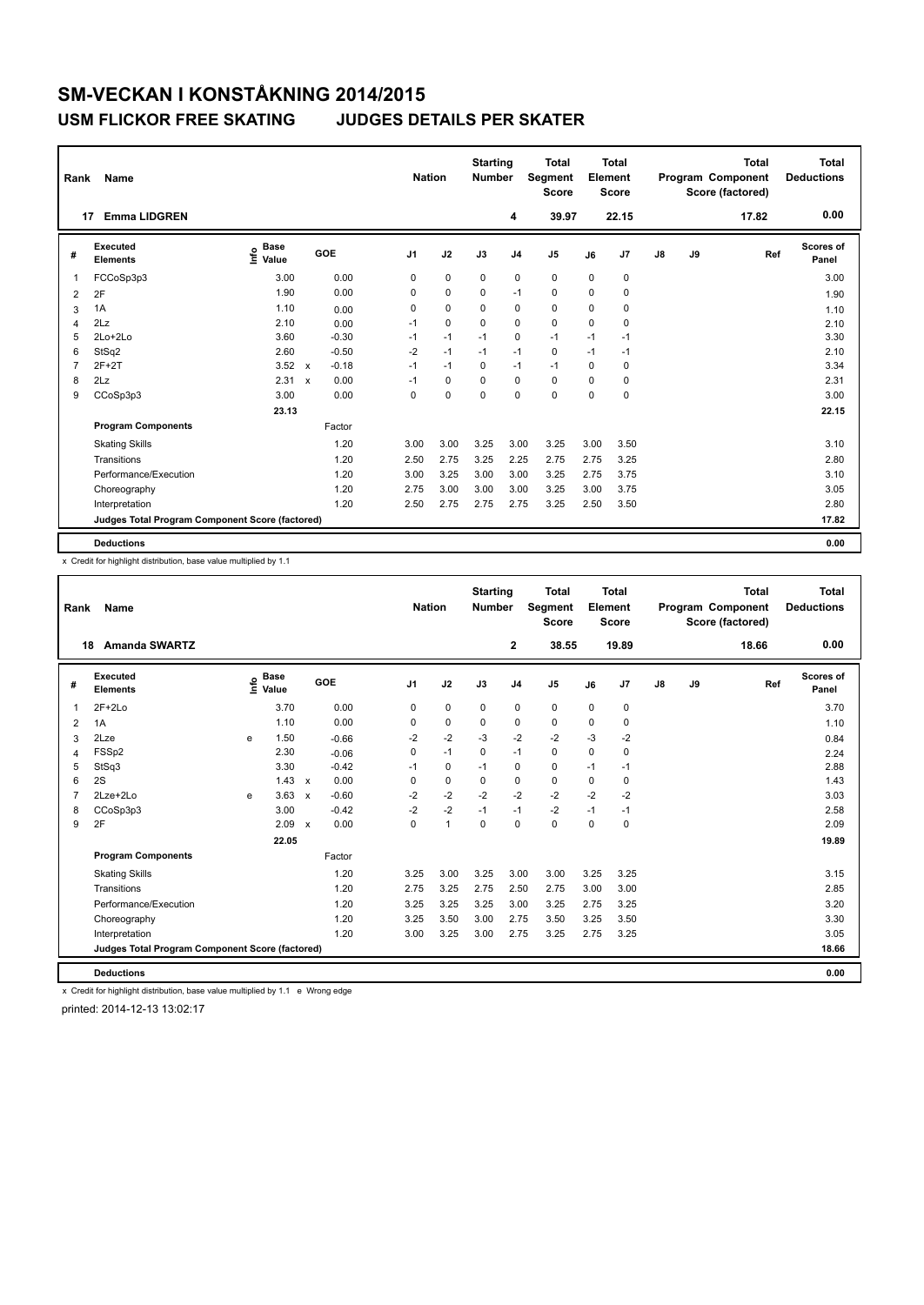# SM-VECKAN I KONSTÅKNING 2014/2015

## USM FLICKOR FREE SKATING JUDGES DETAILS PER SKATER

| Rank | Name | Nation | Starting Number | Total Segment Score | Total Element Score | Total Program Component Score (factored) | Total Deductions |
|---|---|---|---|---|---|---|---|
| 17 | Emma LIDGREN | | 4 | 39.97 | 22.15 | 17.82 | 0.00 |

| # | Executed Elements | Info | Base Value | | GOE | J1 | J2 | J3 | J4 | J5 | J6 | J7 | J8 | J9 | Ref | Scores of Panel |
|---|---|---|---|---|---|---|---|---|---|---|---|---|---|---|---|---|
| 1 | FCCoSp3p3 | | 3.00 | | 0.00 | 0 | 0 | 0 | 0 | 0 | 0 | 0 | | | | 3.00 |
| 2 | 2F | | 1.90 | | 0.00 | 0 | 0 | 0 | -1 | 0 | 0 | 0 | | | | 1.90 |
| 3 | 1A | | 1.10 | | 0.00 | 0 | 0 | 0 | 0 | 0 | 0 | 0 | | | | 1.10 |
| 4 | 2Lz | | 2.10 | | 0.00 | -1 | 0 | 0 | 0 | 0 | 0 | 0 | | | | 2.10 |
| 5 | 2Lo+2Lo | | 3.60 | | -0.30 | -1 | -1 | -1 | 0 | -1 | -1 | -1 | | | | 3.30 |
| 6 | StSq2 | | 2.60 | | -0.50 | -2 | -1 | -1 | -1 | 0 | -1 | -1 | | | | 2.10 |
| 7 | 2F+2T | | 3.52 | x | -0.18 | -1 | -1 | 0 | -1 | -1 | 0 | 0 | | | | 3.34 |
| 8 | 2Lz | | 2.31 | x | 0.00 | -1 | 0 | 0 | 0 | 0 | 0 | 0 | | | | 2.31 |
| 9 | CCoSp3p3 | | 3.00 | | 0.00 | 0 | 0 | 0 | 0 | 0 | 0 | 0 | | | | 3.00 |
| | | | 23.13 | | | | | | | | | | | | | 22.15 |
| | **Program Components** | | | | Factor | | | | | | | | | | | |
| | Skating Skills | | | | 1.20 | 3.00 | 3.00 | 3.25 | 3.00 | 3.25 | 3.00 | 3.50 | | | | 3.10 |
| | Transitions | | | | 1.20 | 2.50 | 2.75 | 3.25 | 2.25 | 2.75 | 2.75 | 3.25 | | | | 2.80 |
| | Performance/Execution | | | | 1.20 | 3.00 | 3.25 | 3.00 | 3.00 | 3.25 | 2.75 | 3.75 | | | | 3.10 |
| | Choreography | | | | 1.20 | 2.75 | 3.00 | 3.00 | 3.00 | 3.25 | 3.00 | 3.75 | | | | 3.05 |
| | Interpretation | | | | 1.20 | 2.50 | 2.75 | 2.75 | 2.75 | 3.25 | 2.50 | 3.50 | | | | 2.80 |
| | **Judges Total Program Component Score (factored)** | | | | | | | | | | | | | | | 17.82 |
| | **Deductions** | | | | | | | | | | | | | | | 0.00 |

x Credit for highlight distribution, base value multiplied by 1.1

| Rank | Name | Nation | Starting Number | Total Segment Score | Total Element Score | Total Program Component Score (factored) | Total Deductions |
|---|---|---|---|---|---|---|---|
| 18 | Amanda SWARTZ | | 2 | 38.55 | 19.89 | 18.66 | 0.00 |

| # | Executed Elements | Info | Base Value | | GOE | J1 | J2 | J3 | J4 | J5 | J6 | J7 | J8 | J9 | Ref | Scores of Panel |
|---|---|---|---|---|---|---|---|---|---|---|---|---|---|---|---|---|
| 1 | 2F+2Lo | | 3.70 | | 0.00 | 0 | 0 | 0 | 0 | 0 | 0 | 0 | | | | 3.70 |
| 2 | 1A | | 1.10 | | 0.00 | 0 | 0 | 0 | 0 | 0 | 0 | 0 | | | | 1.10 |
| 3 | 2Lze | e | 1.50 | | -0.66 | -2 | -2 | -3 | -2 | -2 | -3 | -2 | | | | 0.84 |
| 4 | FSSp2 | | 2.30 | | -0.06 | 0 | -1 | 0 | -1 | 0 | 0 | 0 | | | | 2.24 |
| 5 | StSq3 | | 3.30 | | -0.42 | -1 | 0 | -1 | 0 | 0 | -1 | -1 | | | | 2.88 |
| 6 | 2S | | 1.43 | x | 0.00 | 0 | 0 | 0 | 0 | 0 | 0 | 0 | | | | 1.43 |
| 7 | 2Lze+2Lo | e | 3.63 | x | -0.60 | -2 | -2 | -2 | -2 | -2 | -2 | -2 | | | | 3.03 |
| 8 | CCoSp3p3 | | 3.00 | | -0.42 | -2 | -2 | -1 | -1 | -2 | -1 | -1 | | | | 2.58 |
| 9 | 2F | | 2.09 | x | 0.00 | 0 | 1 | 0 | 0 | 0 | 0 | 0 | | | | 2.09 |
| | | | 22.05 | | | | | | | | | | | | | 19.89 |
| | **Program Components** | | | | Factor | | | | | | | | | | | |
| | Skating Skills | | | | 1.20 | 3.25 | 3.00 | 3.25 | 3.00 | 3.00 | 3.25 | 3.25 | | | | 3.15 |
| | Transitions | | | | 1.20 | 2.75 | 3.25 | 2.75 | 2.50 | 2.75 | 3.00 | 3.00 | | | | 2.85 |
| | Performance/Execution | | | | 1.20 | 3.25 | 3.25 | 3.25 | 3.00 | 3.25 | 2.75 | 3.25 | | | | 3.20 |
| | Choreography | | | | 1.20 | 3.25 | 3.50 | 3.00 | 2.75 | 3.50 | 3.25 | 3.50 | | | | 3.30 |
| | Interpretation | | | | 1.20 | 3.00 | 3.25 | 3.00 | 2.75 | 3.25 | 2.75 | 3.25 | | | | 3.05 |
| | **Judges Total Program Component Score (factored)** | | | | | | | | | | | | | | | 18.66 |
| | **Deductions** | | | | | | | | | | | | | | | 0.00 |

x Credit for highlight distribution, base value multiplied by 1.1 e Wrong edge

printed: 2014-12-13 13:02:17